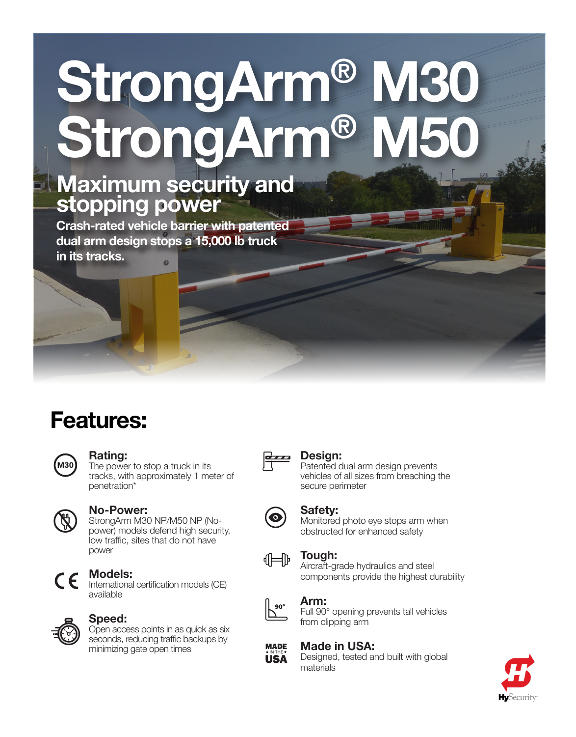# StrongArm® M30 StrongArm® M50

## Maximum security and stopping power

**Crash-rated vehicle barrier with patented dual arm design stops a 15,000 lb truck in its tracks.**

## Features:

### Rating:
The power to stop a truck in its tracks, with approximately 1 meter of penetration*

### No-Power:
StrongArm M30 NP/M50 NP (No-power) models defend high security, low traffic, sites that do not have power

### Models:
International certification models (CE) available

### Speed:
Open access points in as quick as six seconds, reducing traffic backups by minimizing gate open times

### Design:
Patented dual arm design prevents vehicles of all sizes from breaching the secure perimeter

### Safety:
Monitored photo eye stops arm when obstructed for enhanced safety

### Tough:
Aircraft-grade hydraulics and steel components provide the highest durability

### Arm:
Full 90° opening prevents tall vehicles from clipping arm

### Made in USA:
Designed, tested and built with global materials

HySecurity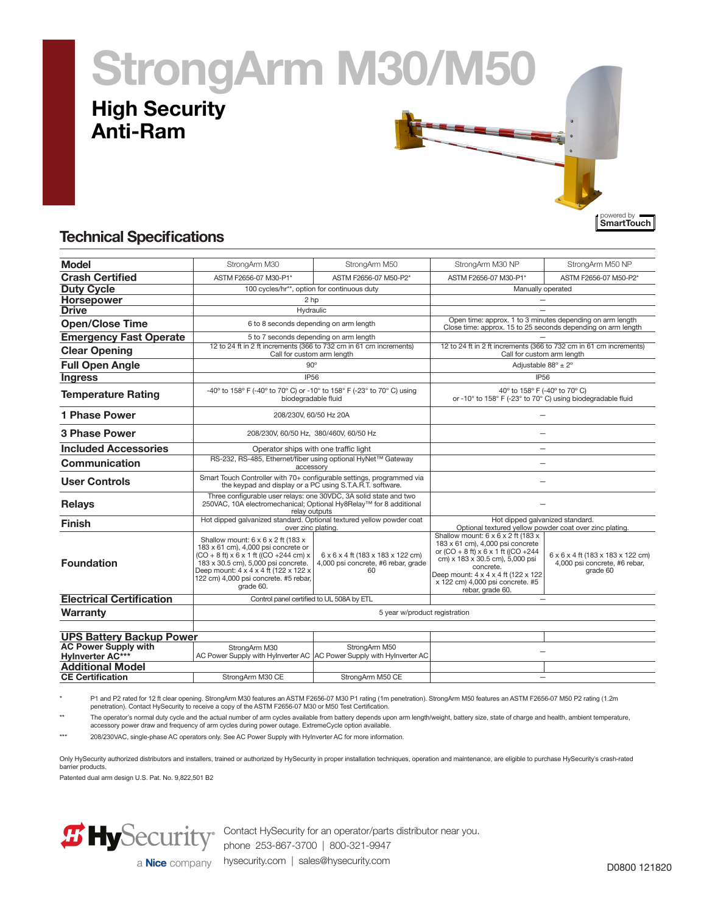# StrongArm M30/M50

## High Security Anti-Ram

powered by SmartTouch

## Technical Specifications

| Model | StrongArm M30 | StrongArm M50 | StrongArm M30 NP | StrongArm M50 NP |
|---|---|---|---|---|
| **Crash Certified** | ASTM F2656-07 M30-P1* | ASTM F2656-07 M50-P2* | ASTM F2656-07 M30-P1* | ASTM F2656-07 M50-P2* |
| **Duty Cycle** | 100 cycles/hr**, option for continuous duty | | Manually operated | |
| **Horsepower** | 2 hp | | – | |
| **Drive** | Hydraulic | | – | |
| **Open/Close Time** | 6 to 8 seconds depending on arm length | | Open time: approx. 1 to 3 minutes depending on arm length<br>Close time: approx. 15 to 25 seconds depending on arm length | |
| **Emergency Fast Operate** | 5 to 7 seconds depending on arm length | | – | |
| **Clear Opening** | 12 to 24 ft in 2 ft increments (366 to 732 cm in 61 cm increments)<br>Call for custom arm length | | 12 to 24 ft in 2 ft increments (366 to 732 cm in 61 cm increments)<br>Call for custom arm length | |
| **Full Open Angle** | 90° | | Adjustable 88° ± 2° | |
| **Ingress** | IP56 | | IP56 | |
| **Temperature Rating** | -40° to 158° F (-40° to 70° C) or -10° to 158° F (-23° to 70° C) using biodegradable fluid | | 40° to 158° F (-40° to 70° C)<br>or -10° to 158° F (-23° to 70° C) using biodegradable fluid | |
| **1 Phase Power** | 208/230V, 60/50 Hz 20A | | – | |
| **3 Phase Power** | 208/230V, 60/50 Hz, 380/460V, 60/50 Hz | | – | |
| **Included Accessories** | Operator ships with one traffic light | | – | |
| **Communication** | RS-232, RS-485, Ethernet/fiber using optional HyNet™ Gateway accessory | | – | |
| **User Controls** | Smart Touch Controller with 70+ configurable settings, programmed via the keypad and display or a PC using S.T.A.R.T. software. | | – | |
| **Relays** | Three configurable user relays: one 30VDC, 3A solid state and two 250VAC, 10A electromechanical; Optional Hy8Relay™ for 8 additional relay outputs | | – | |
| **Finish** | Hot dipped galvanized standard. Optional textured yellow powder coat over zinc plating. | | Hot dipped galvanized standard.<br>Optional textured yellow powder coat over zinc plating. | |
| **Foundation** | Shallow mount: 6 x 6 x 2 ft (183 x 183 x 61 cm), 4,000 psi concrete or (CO + 8 ft) x 6 x 1 ft ((CO +244 cm) x 183 x 30.5 cm), 5,000 psi concrete. Deep mount: 4 x 4 x 4 ft (122 x 122 x 122 cm) 4,000 psi concrete. #5 rebar, grade 60. | 6 x 6 x 4 ft (183 x 183 x 122 cm) 4,000 psi concrete, #6 rebar, grade 60 | Shallow mount: 6 x 6 x 2 ft (183 x 183 x 61 cm), 4,000 psi concrete or (CO + 8 ft) x 6 x 1 ft ((CO +244 cm) x 183 x 30.5 cm), 5,000 psi concrete.<br>Deep mount: 4 x 4 x 4 ft (122 x 122 x 122 cm) 4,000 psi concrete. #5 rebar, grade 60. | 6 x 6 x 4 ft (183 x 183 x 122 cm) 4,000 psi concrete, #6 rebar, grade 60 |
| **Electrical Certification** | Control panel certified to UL 508A by ETL | | – | |
| **Warranty** | 5 year w/product registration | | | |
| | | | | |
| **UPS Battery Backup Power** | | | | |
| **AC Power Supply with HyInverter AC***\*** | StrongArm M30<br>AC Power Supply with HyInverter AC | StrongArm M50<br>AC Power Supply with HyInverter AC | – | |
| **Additional Model** | | | | |
| **CE Certification** | StrongArm M30 CE | StrongArm M50 CE | – | |

\* P1 and P2 rated for 12 ft clear opening. StrongArm M30 features an ASTM F2656-07 M30 P1 rating (1m penetration). StrongArm M50 features an ASTM F2656-07 M50 P2 rating (1.2m penetration). Contact HySecurity to receive a copy of the ASTM F2656-07 M30 or M50 Test Certification.

\** The operator's normal duty cycle and the actual number of arm cycles available from battery depends upon arm length/weight, battery size, state of charge and health, ambient temperature, accessory power draw and frequency of arm cycles during power outage. ExtremeCycle option available.

\*** 208/230VAC, single-phase AC operators only. See AC Power Supply with HyInverter AC for more information.

Only HySecurity authorized distributors and installers, trained or authorized by HySecurity in proper installation techniques, operation and maintenance, are eligible to purchase HySecurity's crash-rated barrier products.

Patented dual arm design U.S. Pat. No. 9,822,501 B2

HySecurity
a Nice company

Contact HySecurity for an operator/parts distributor near you.
phone 253-867-3700 | 800-321-9947
hysecurity.com | sales@hysecurity.com

D0800 121820